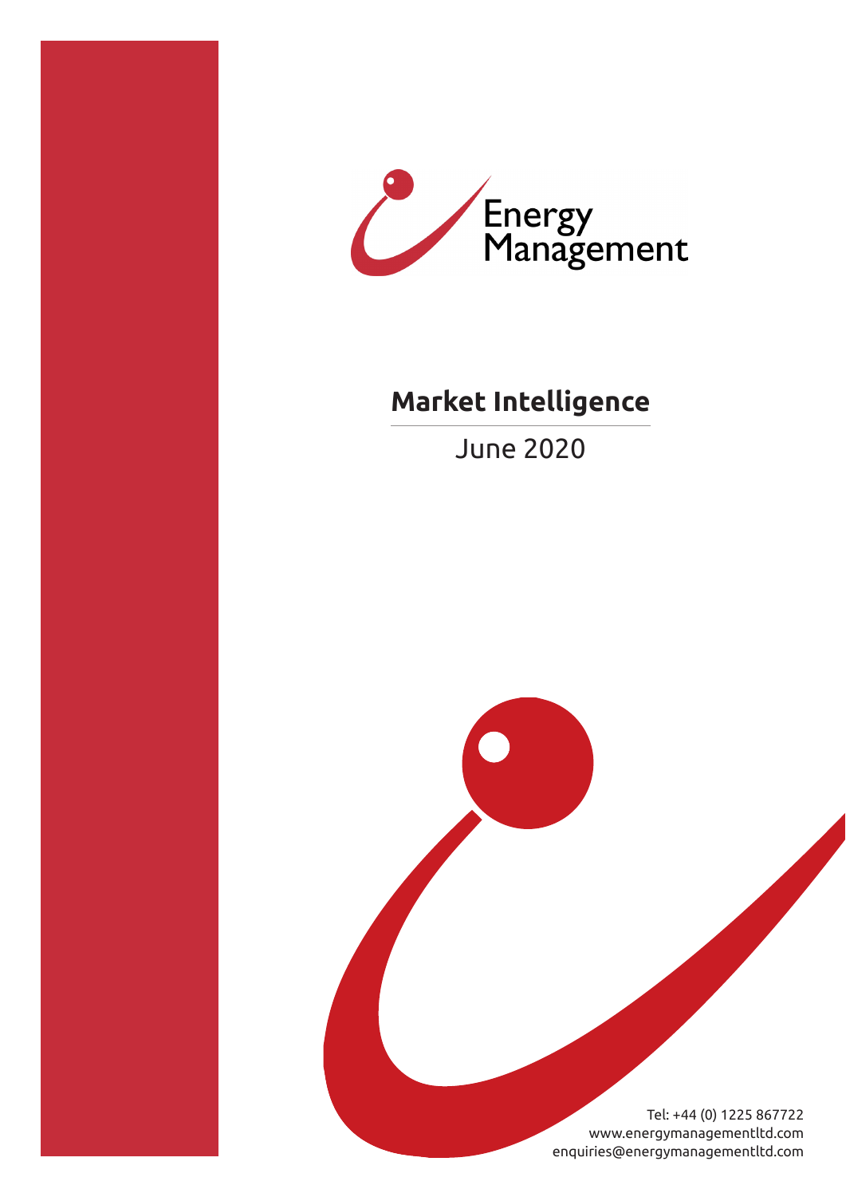Energy Management

# Market Intelligence

June 2020

Tel: +44 (0) 1225 867722
www.energymanagementltd.com
enquiries@energymanagementltd.com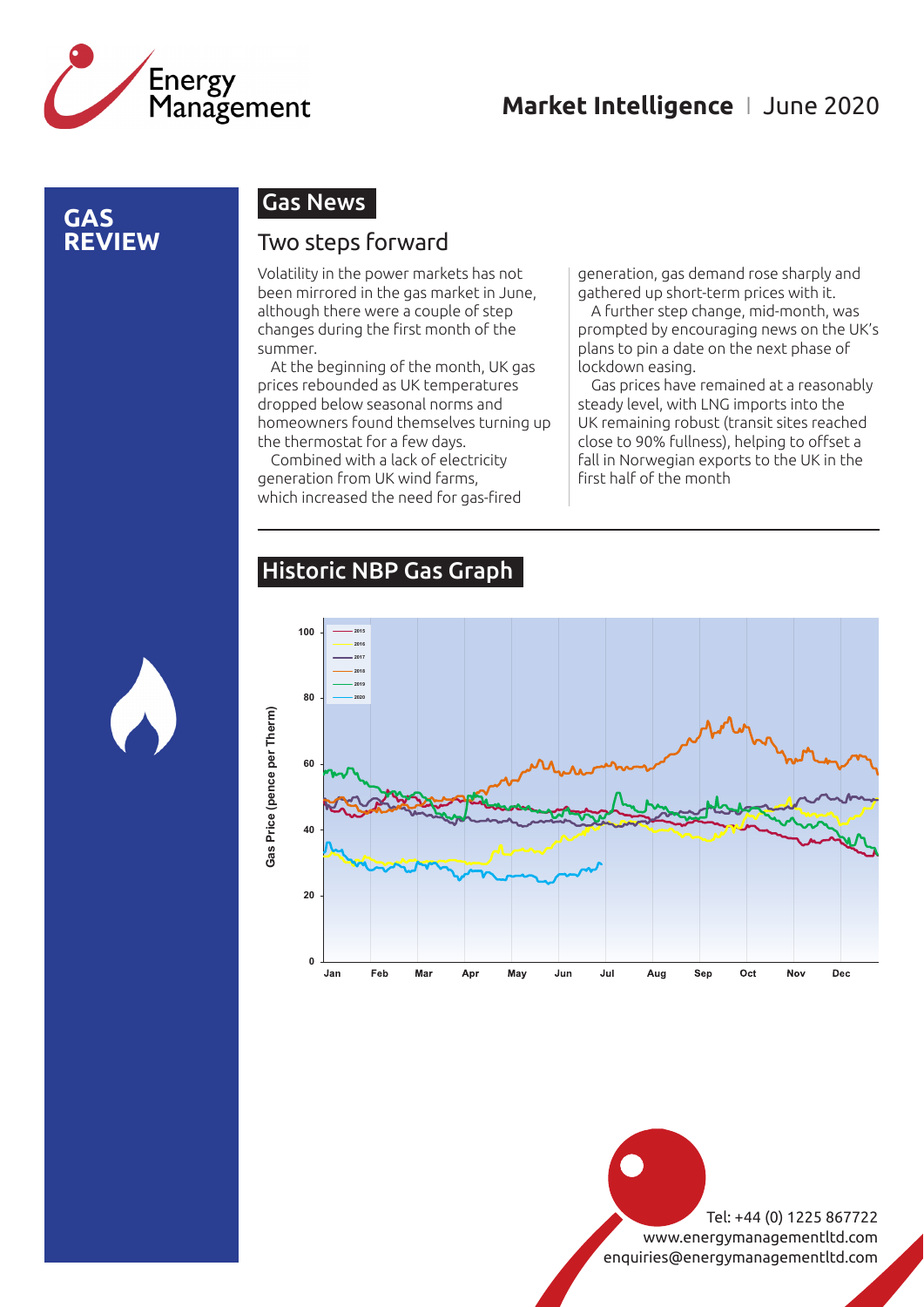# GAS REVIEW

## Gas News

### Two steps forward

Volatility in the power markets has not been mirrored in the gas market in June, although there were a couple of step changes during the first month of the summer.

At the beginning of the month, UK gas prices rebounded as UK temperatures dropped below seasonal norms and homeowners found themselves turning up the thermostat for a few days.

Combined with a lack of electricity generation from UK wind farms, which increased the need for gas-fired generation, gas demand rose sharply and gathered up short-term prices with it.

A further step change, mid-month, was prompted by encouraging news on the UK's plans to pin a date on the next phase of lockdown easing.

Gas prices have remained at a reasonably steady level, with LNG imports into the UK remaining robust (transit sites reached close to 90% fullness), helping to offset a fall in Norwegian exports to the UK in the first half of the month

## Historic NBP Gas Graph

Gas Price (pence per Therm)

Legend: 2015, 2016, 2017, 2018, 2019, 2020

Y-axis: 0, 20, 40, 60, 80, 100

X-axis: Jan, Feb, Mar, Apr, May, Jun, Jul, Aug, Sep, Oct, Nov, Dec

Tel: +44 (0) 1225 867722
www.energymanagementltd.com
enquiries@energymanagementltd.com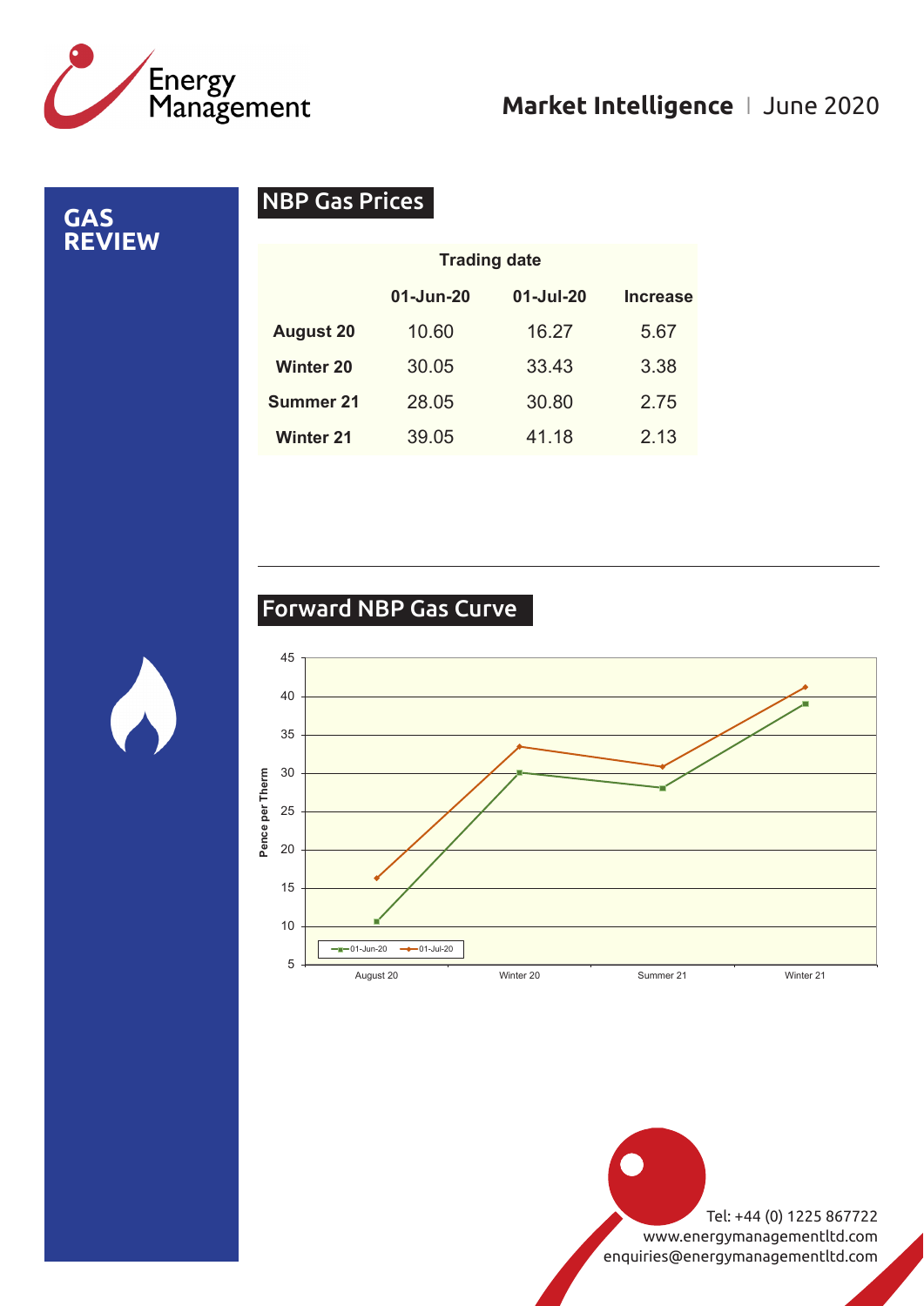# GAS REVIEW

## NBP Gas Prices

| | Trading date | | |
|---|---|---|---|
| | 01-Jun-20 | 01-Jul-20 | Increase |
| **August 20** | 10.60 | 16.27 | 5.67 |
| **Winter 20** | 30.05 | 33.43 | 3.38 |
| **Summer 21** | 28.05 | 30.80 | 2.75 |
| **Winter 21** | 39.05 | 41.18 | 2.13 |

## Forward NBP Gas Curve

Tel: +44 (0) 1225 867722
www.energymanagementltd.com
enquiries@energymanagementltd.com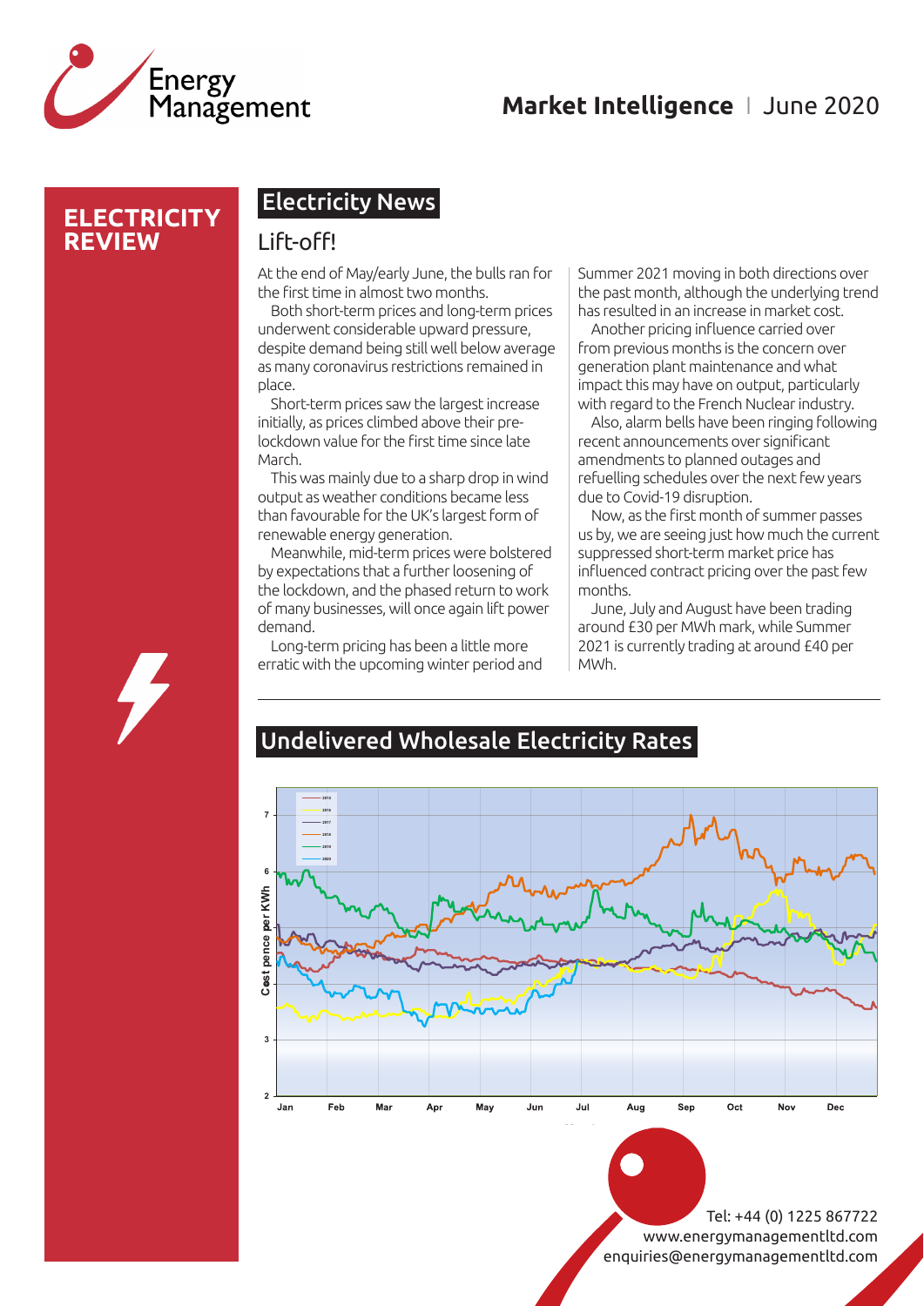# ELECTRICITY REVIEW

## Electricity News

### Lift-off!

At the end of May/early June, the bulls ran for the first time in almost two months.

Both short-term prices and long-term prices underwent considerable upward pressure, despite demand being still well below average as many coronavirus restrictions remained in place.

Short-term prices saw the largest increase initially, as prices climbed above their pre-lockdown value for the first time since late March.

This was mainly due to a sharp drop in wind output as weather conditions became less than favourable for the UK's largest form of renewable energy generation.

Meanwhile, mid-term prices were bolstered by expectations that a further loosening of the lockdown, and the phased return to work of many businesses, will once again lift power demand.

Long-term pricing has been a little more erratic with the upcoming winter period and Summer 2021 moving in both directions over the past month, although the underlying trend has resulted in an increase in market cost.

Another pricing influence carried over from previous months is the concern over generation plant maintenance and what impact this may have on output, particularly with regard to the French Nuclear industry.

Also, alarm bells have been ringing following recent announcements over significant amendments to planned outages and refuelling schedules over the next few years due to Covid-19 disruption.

Now, as the first month of summer passes us by, we are seeing just how much the current suppressed short-term market price has influenced contract pricing over the past few months.

June, July and August have been trading around £30 per MWh mark, while Summer 2021 is currently trading at around £40 per MWh.

## Undelivered Wholesale Electricity Rates

Tel: +44 (0) 1225 867722
www.energymanagementltd.com
enquiries@energymanagementltd.com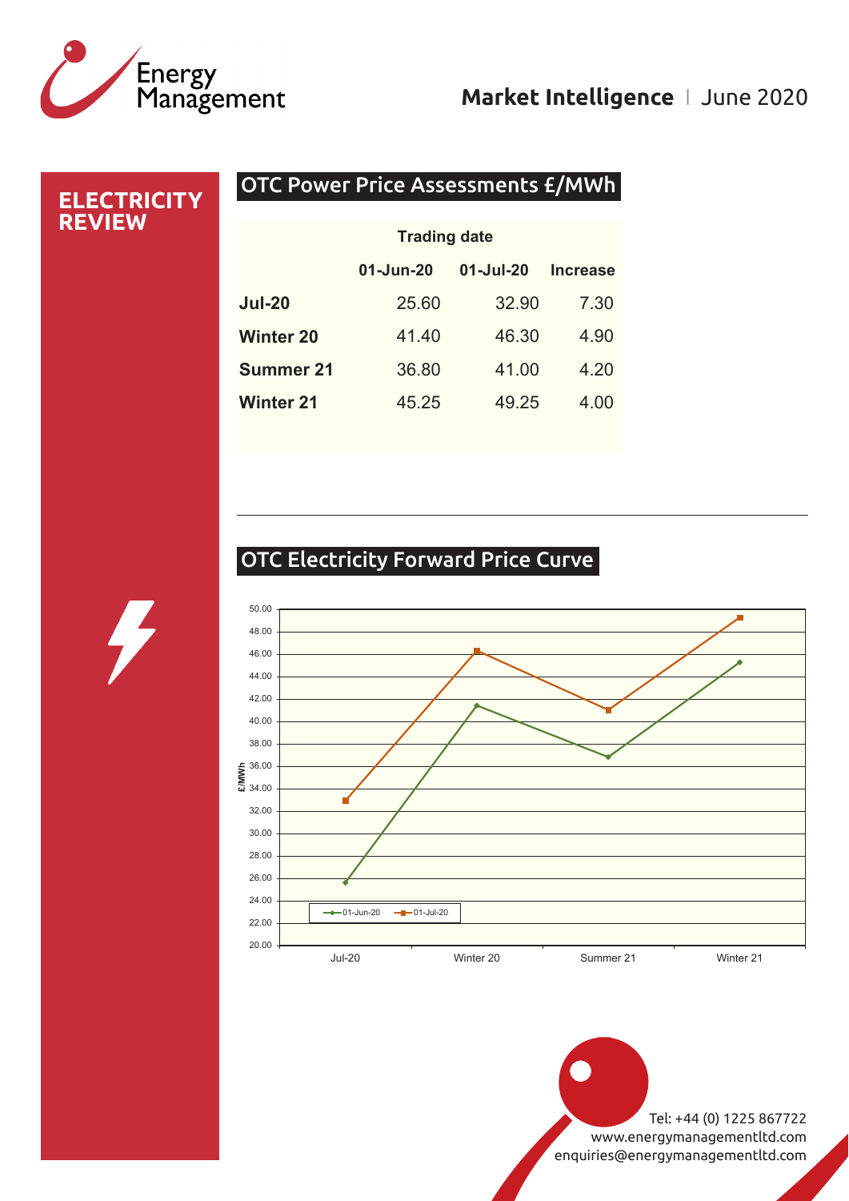# ELECTRICITY REVIEW

## OTC Power Price Assessments £/MWh

| | Trading date | | |
|---|---|---|---|
| | 01-Jun-20 | 01-Jul-20 | Increase |
| **Jul-20** | 25.60 | 32.90 | 7.30 |
| **Winter 20** | 41.40 | 46.30 | 4.90 |
| **Summer 21** | 36.80 | 41.00 | 4.20 |
| **Winter 21** | 45.25 | 49.25 | 4.00 |

---

## OTC Electricity Forward Price Curve

| £/MWh | Jul-20 | Winter 20 | Summer 21 | Winter 21 |
|---|---|---|---|---|
| 01-Jun-20 | 25.60 | 41.40 | 36.80 | 45.25 |
| 01-Jul-20 | 32.90 | 46.30 | 41.00 | 49.25 |

Tel: +44 (0) 1225 867722
www.energymanagementltd.com
enquiries@energymanagementltd.com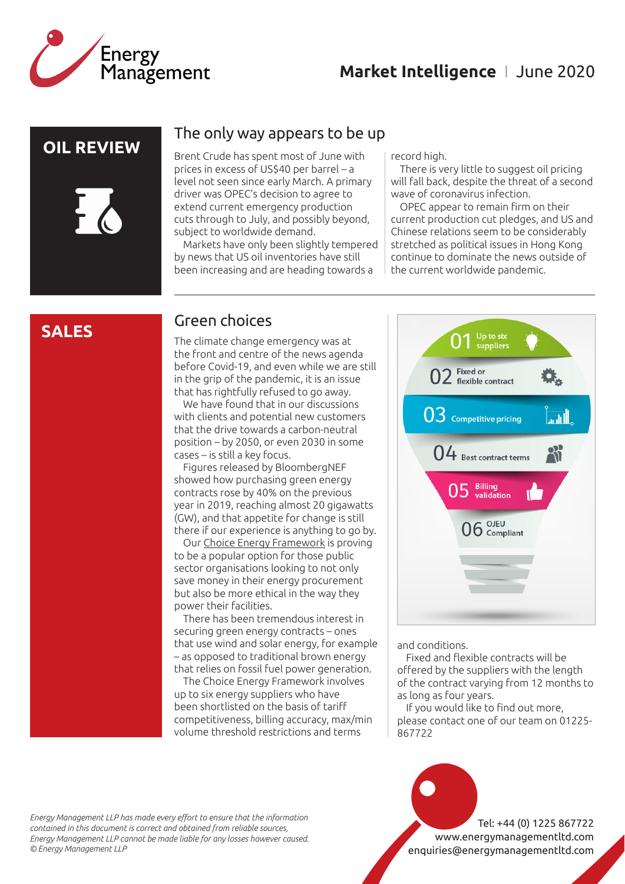**Market Intelligence** | June 2020

# OIL REVIEW

## The only way appears to be up

Brent Crude has spent most of June with prices in excess of US$40 per barrel – a level not seen since early March. A primary driver was OPEC's decision to agree to extend current emergency production cuts through to July, and possibly beyond, subject to worldwide demand.

Markets have only been slightly tempered by news that US oil inventories have still been increasing and are heading towards a record high.

There is very little to suggest oil pricing will fall back, despite the threat of a second wave of coronavirus infection.

OPEC appear to remain firm on their current production cut pledges, and US and Chinese relations seem to be considerably stretched as political issues in Hong Kong continue to dominate the news outside of the current worldwide pandemic.

# SALES

## Green choices

The climate change emergency was at the front and centre of the news agenda before Covid-19, and even while we are still in the grip of the pandemic, it is an issue that has rightfully refused to go away.

We have found that in our discussions with clients and potential new customers that the drive towards a carbon-neutral position – by 2050, or even 2030 in some cases – is still a key focus.

Figures released by BloombergNEF showed how purchasing green energy contracts rose by 40% on the previous year in 2019, reaching almost 20 gigawatts (GW), and that appetite for change is still there if our experience is anything to go by.

Our Choice Energy Framework is proving to be a popular option for those public sector organisations looking to not only save money in their energy procurement but also be more ethical in the way they power their facilities.

There has been tremendous interest in securing green energy contracts – ones that use wind and solar energy, for example – as opposed to traditional brown energy that relies on fossil fuel power generation.

The Choice Energy Framework involves up to six energy suppliers who have been shortlisted on the basis of tariff competitiveness, billing accuracy, max/min volume threshold restrictions and terms and conditions.

01 Up to six suppliers
02 Fixed or flexible contract
03 Competitive pricing
04 Best contract terms
05 Billing validation
06 OJEU Compliant

Fixed and flexible contracts will be offered by the suppliers with the length of the contract varying from 12 months to as long as four years.

If you would like to find out more, please contact one of our team on 01225-867722

*Energy Management LLP has made every effort to ensure that the information contained in this document is correct and obtained from reliable sources, Energy Management LLP cannot be made liable for any losses however caused. © Energy Management LLP*

Tel: +44 (0) 1225 867722
www.energymanagementltd.com
enquiries@energymanagementltd.com